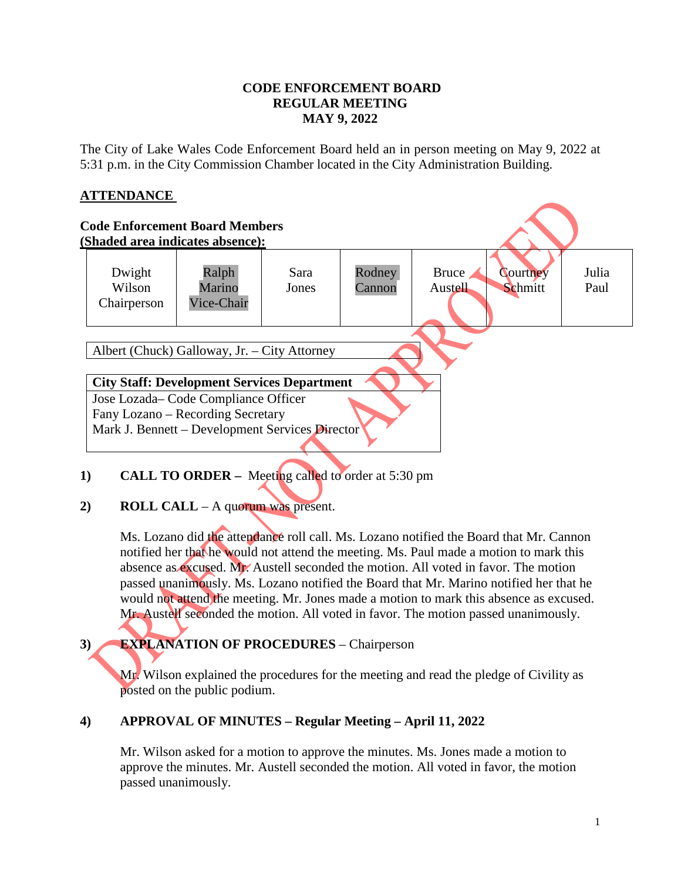# CODE ENFORCEMENT BOARD
# REGULAR MEETING
# MAY 9, 2022

The City of Lake Wales Code Enforcement Board held an in person meeting on May 9, 2022 at 5:31 p.m. in the City Commission Chamber located in the City Administration Building.

## ATTENDANCE

**Code Enforcement Board Members**
**(Shaded area indicates absence):**

| Dwight Wilson Chairperson | Ralph Marino Vice-Chair | Sara Jones | Rodney Cannon | Bruce Austell | Courtney Schmitt | Julia Paul |
|---|---|---|---|---|---|---|

Albert (Chuck) Galloway, Jr. – City Attorney

**City Staff: Development Services Department**
Jose Lozada– Code Compliance Officer
Fany Lozano – Recording Secretary
Mark J. Bennett – Development Services Director

DRAFT NOT APPROVED

**1) CALL TO ORDER –** Meeting called to order at 5:30 pm

**2) ROLL CALL** – A quorum was present.

Ms. Lozano did the attendance roll call. Ms. Lozano notified the Board that Mr. Cannon notified her that he would not attend the meeting. Ms. Paul made a motion to mark this absence as excused. Mr. Austell seconded the motion. All voted in favor. The motion passed unanimously. Ms. Lozano notified the Board that Mr. Marino notified her that he would not attend the meeting. Mr. Jones made a motion to mark this absence as excused. Mr. Austell seconded the motion. All voted in favor. The motion passed unanimously.

**3) EXPLANATION OF PROCEDURES** – Chairperson

Mr. Wilson explained the procedures for the meeting and read the pledge of Civility as posted on the public podium.

**4) APPROVAL OF MINUTES – Regular Meeting – April 11, 2022**

Mr. Wilson asked for a motion to approve the minutes. Ms. Jones made a motion to approve the minutes. Mr. Austell seconded the motion. All voted in favor, the motion passed unanimously.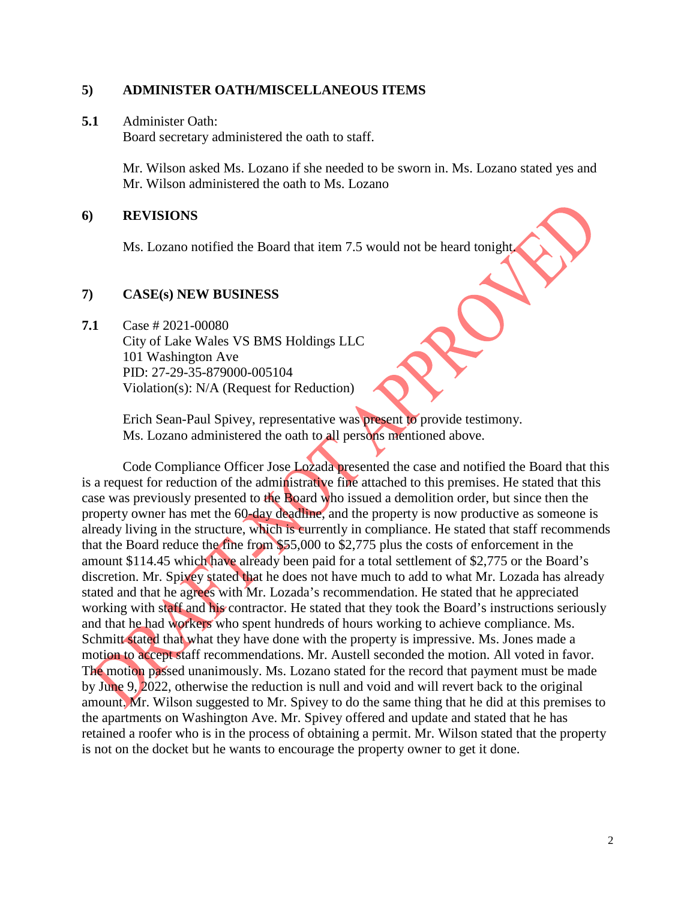## 5) ADMINISTER OATH/MISCELLANEOUS ITEMS

**5.1** Administer Oath:
Board secretary administered the oath to staff.

Mr. Wilson asked Ms. Lozano if she needed to be sworn in. Ms. Lozano stated yes and Mr. Wilson administered the oath to Ms. Lozano

## 6) REVISIONS

Ms. Lozano notified the Board that item 7.5 would not be heard tonight.

## 7) CASE(s) NEW BUSINESS

**7.1** Case # 2021-00080
City of Lake Wales VS BMS Holdings LLC
101 Washington Ave
PID: 27-29-35-879000-005104
Violation(s): N/A (Request for Reduction)

Erich Sean-Paul Spivey, representative was present to provide testimony.
Ms. Lozano administered the oath to all persons mentioned above.

Code Compliance Officer Jose Lozada presented the case and notified the Board that this is a request for reduction of the administrative fine attached to this premises. He stated that this case was previously presented to the Board who issued a demolition order, but since then the property owner has met the 60-day deadline, and the property is now productive as someone is already living in the structure, which is currently in compliance. He stated that staff recommends that the Board reduce the fine from $55,000 to $2,775 plus the costs of enforcement in the amount $114.45 which have already been paid for a total settlement of $2,775 or the Board's discretion. Mr. Spivey stated that he does not have much to add to what Mr. Lozada has already stated and that he agrees with Mr. Lozada's recommendation. He stated that he appreciated working with staff and his contractor. He stated that they took the Board's instructions seriously and that he had workers who spent hundreds of hours working to achieve compliance. Ms. Schmitt stated that what they have done with the property is impressive. Ms. Jones made a motion to accept staff recommendations. Mr. Austell seconded the motion. All voted in favor. The motion passed unanimously. Ms. Lozano stated for the record that payment must be made by June 9, 2022, otherwise the reduction is null and void and will revert back to the original amount. Mr. Wilson suggested to Mr. Spivey to do the same thing that he did at this premises to the apartments on Washington Ave. Mr. Spivey offered and update and stated that he has retained a roofer who is in the process of obtaining a permit. Mr. Wilson stated that the property is not on the docket but he wants to encourage the property owner to get it done.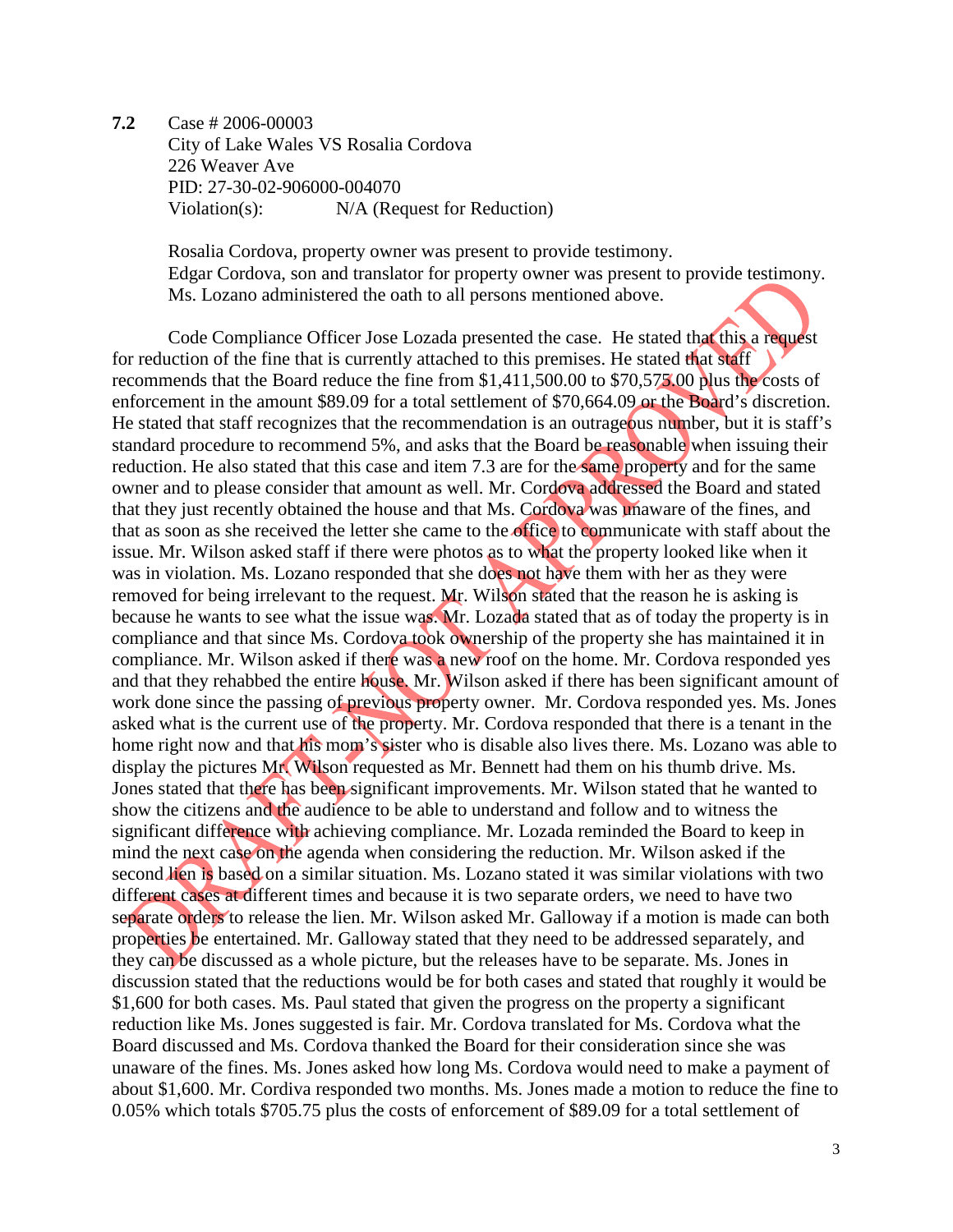**7.2** Case # 2006-00003
City of Lake Wales VS Rosalia Cordova
226 Weaver Ave
PID: 27-30-02-906000-004070
Violation(s): N/A (Request for Reduction)

Rosalia Cordova, property owner was present to provide testimony.
Edgar Cordova, son and translator for property owner was present to provide testimony.
Ms. Lozano administered the oath to all persons mentioned above.

Code Compliance Officer Jose Lozada presented the case. He stated that this a request for reduction of the fine that is currently attached to this premises. He stated that staff recommends that the Board reduce the fine from $1,411,500.00 to $70,575.00 plus the costs of enforcement in the amount $89.09 for a total settlement of $70,664.09 or the Board's discretion. He stated that staff recognizes that the recommendation is an outrageous number, but it is staff's standard procedure to recommend 5%, and asks that the Board be reasonable when issuing their reduction. He also stated that this case and item 7.3 are for the same property and for the same owner and to please consider that amount as well. Mr. Cordova addressed the Board and stated that they just recently obtained the house and that Ms. Cordova was unaware of the fines, and that as soon as she received the letter she came to the office to communicate with staff about the issue. Mr. Wilson asked staff if there were photos as to what the property looked like when it was in violation. Ms. Lozano responded that she does not have them with her as they were removed for being irrelevant to the request. Mr. Wilson stated that the reason he is asking is because he wants to see what the issue was. Mr. Lozada stated that as of today the property is in compliance and that since Ms. Cordova took ownership of the property she has maintained it in compliance. Mr. Wilson asked if there was a new roof on the home. Mr. Cordova responded yes and that they rehabbed the entire house. Mr. Wilson asked if there has been significant amount of work done since the passing of previous property owner. Mr. Cordova responded yes. Ms. Jones asked what is the current use of the property. Mr. Cordova responded that there is a tenant in the home right now and that his mom's sister who is disable also lives there. Ms. Lozano was able to display the pictures Mr. Wilson requested as Mr. Bennett had them on his thumb drive. Ms. Jones stated that there has been significant improvements. Mr. Wilson stated that he wanted to show the citizens and the audience to be able to understand and follow and to witness the significant difference with achieving compliance. Mr. Lozada reminded the Board to keep in mind the next case on the agenda when considering the reduction. Mr. Wilson asked if the second lien is based on a similar situation. Ms. Lozano stated it was similar violations with two different cases at different times and because it is two separate orders, we need to have two separate orders to release the lien. Mr. Wilson asked Mr. Galloway if a motion is made can both properties be entertained. Mr. Galloway stated that they need to be addressed separately, and they can be discussed as a whole picture, but the releases have to be separate. Ms. Jones in discussion stated that the reductions would be for both cases and stated that roughly it would be $1,600 for both cases. Ms. Paul stated that given the progress on the property a significant reduction like Ms. Jones suggested is fair. Mr. Cordova translated for Ms. Cordova what the Board discussed and Ms. Cordova thanked the Board for their consideration since she was unaware of the fines. Ms. Jones asked how long Ms. Cordova would need to make a payment of about $1,600. Mr. Cordiva responded two months. Ms. Jones made a motion to reduce the fine to 0.05% which totals $705.75 plus the costs of enforcement of $89.09 for a total settlement of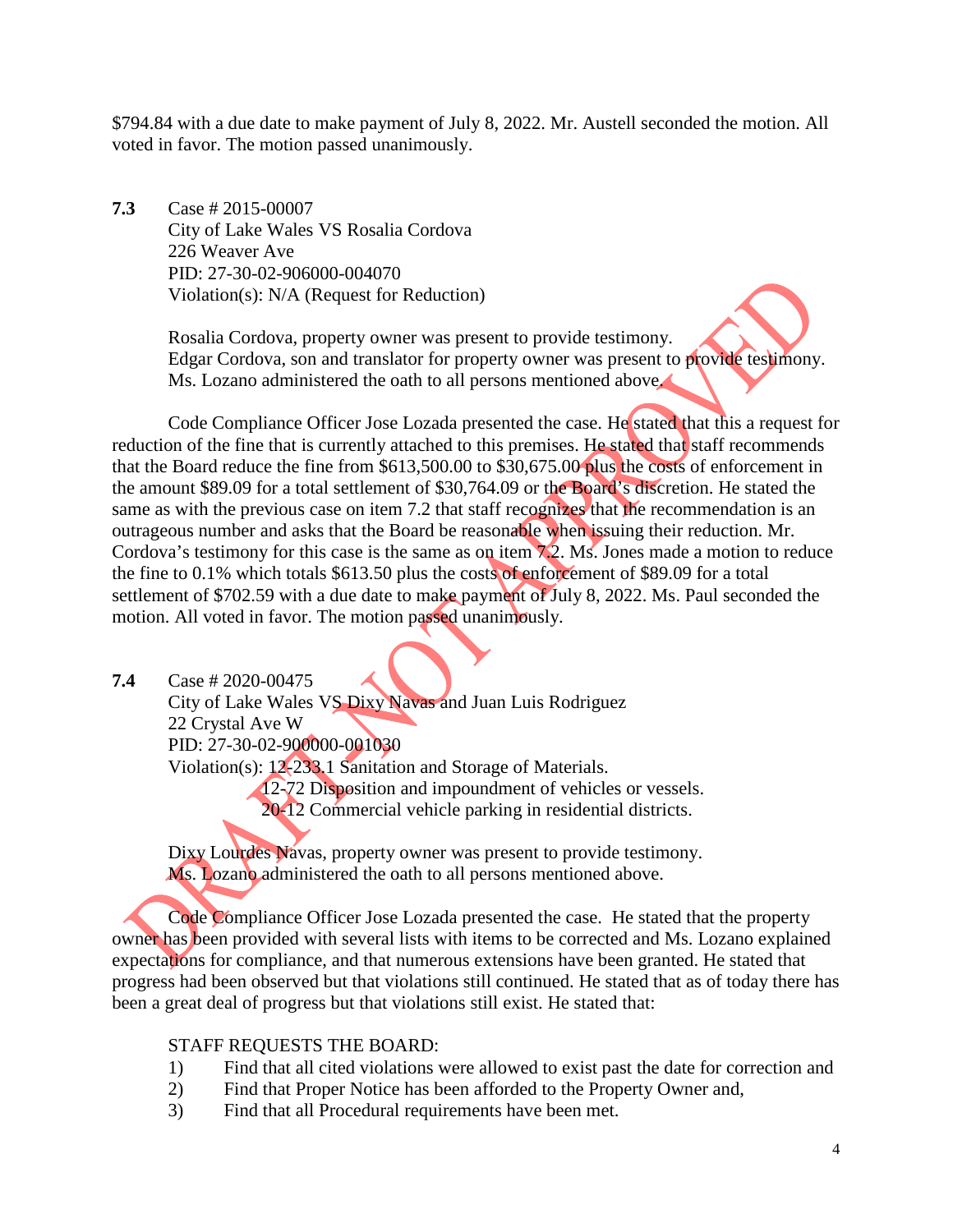$794.84 with a due date to make payment of July 8, 2022. Mr. Austell seconded the motion. All voted in favor. The motion passed unanimously.

**7.3** Case # 2015-00007
City of Lake Wales VS Rosalia Cordova
226 Weaver Ave
PID: 27-30-02-906000-004070
Violation(s): N/A (Request for Reduction)

Rosalia Cordova, property owner was present to provide testimony.
Edgar Cordova, son and translator for property owner was present to provide testimony.
Ms. Lozano administered the oath to all persons mentioned above.

Code Compliance Officer Jose Lozada presented the case. He stated that this a request for reduction of the fine that is currently attached to this premises. He stated that staff recommends that the Board reduce the fine from $613,500.00 to $30,675.00 plus the costs of enforcement in the amount $89.09 for a total settlement of $30,764.09 or the Board's discretion. He stated the same as with the previous case on item 7.2 that staff recognizes that the recommendation is an outrageous number and asks that the Board be reasonable when issuing their reduction. Mr. Cordova's testimony for this case is the same as on item 7.2. Ms. Jones made a motion to reduce the fine to 0.1% which totals $613.50 plus the costs of enforcement of $89.09 for a total settlement of $702.59 with a due date to make payment of July 8, 2022. Ms. Paul seconded the motion. All voted in favor. The motion passed unanimously.

**7.4** Case # 2020-00475
City of Lake Wales VS Dixy Navas and Juan Luis Rodriguez
22 Crystal Ave W
PID: 27-30-02-900000-001030
Violation(s): 12-233.1 Sanitation and Storage of Materials.
12-72 Disposition and impoundment of vehicles or vessels.
20-12 Commercial vehicle parking in residential districts.

Dixy Lourdes Navas, property owner was present to provide testimony.
Ms. Lozano administered the oath to all persons mentioned above.

Code Compliance Officer Jose Lozada presented the case. He stated that the property owner has been provided with several lists with items to be corrected and Ms. Lozano explained expectations for compliance, and that numerous extensions have been granted. He stated that progress had been observed but that violations still continued. He stated that as of today there has been a great deal of progress but that violations still exist. He stated that:

STAFF REQUESTS THE BOARD:

1) Find that all cited violations were allowed to exist past the date for correction and
2) Find that Proper Notice has been afforded to the Property Owner and,
3) Find that all Procedural requirements have been met.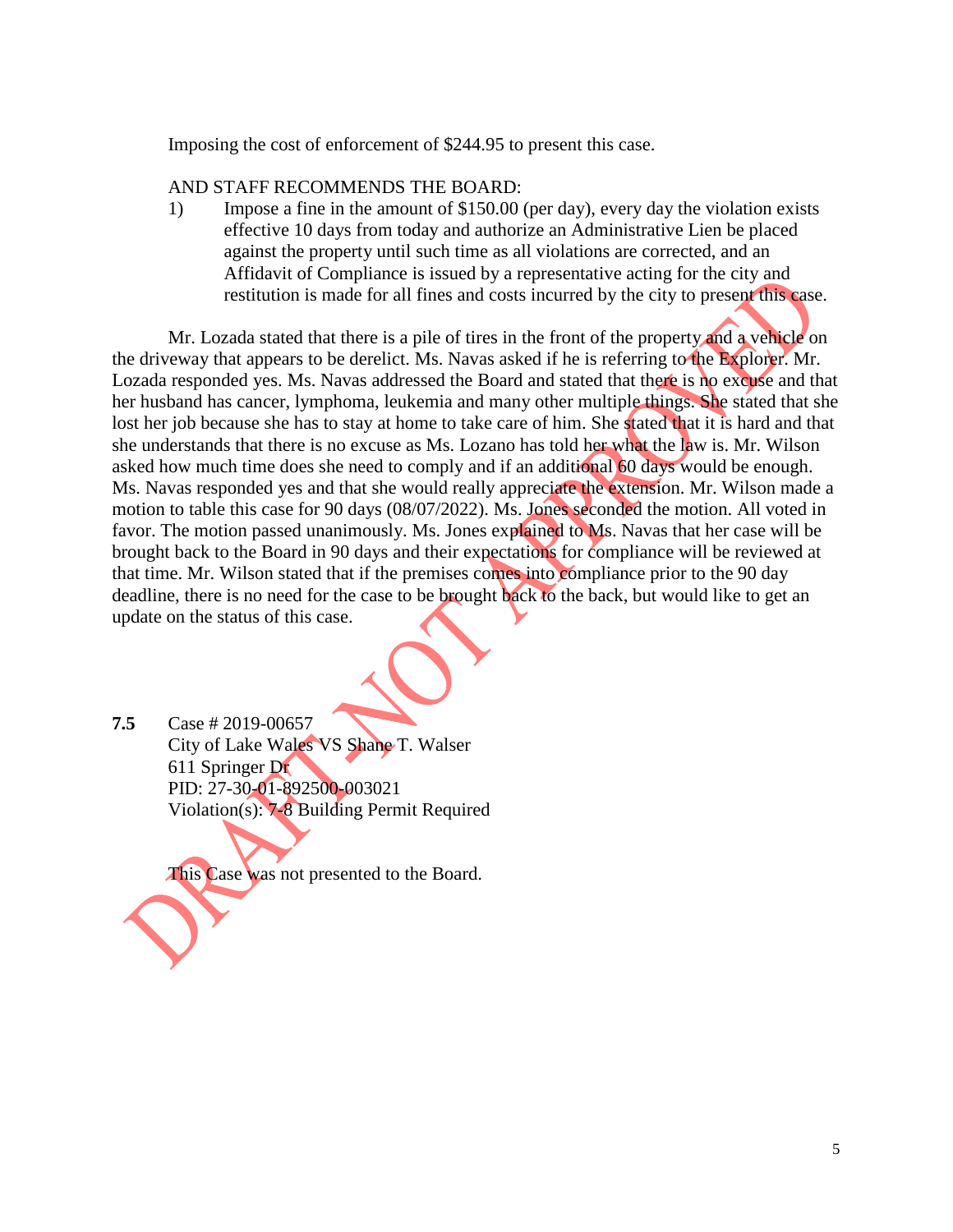Imposing the cost of enforcement of $244.95 to present this case.

AND STAFF RECOMMENDS THE BOARD:

1) Impose a fine in the amount of $150.00 (per day), every day the violation exists effective 10 days from today and authorize an Administrative Lien be placed against the property until such time as all violations are corrected, and an Affidavit of Compliance is issued by a representative acting for the city and restitution is made for all fines and costs incurred by the city to present this case.

Mr. Lozada stated that there is a pile of tires in the front of the property and a vehicle on the driveway that appears to be derelict. Ms. Navas asked if he is referring to the Explorer. Mr. Lozada responded yes. Ms. Navas addressed the Board and stated that there is no excuse and that her husband has cancer, lymphoma, leukemia and many other multiple things. She stated that she lost her job because she has to stay at home to take care of him. She stated that it is hard and that she understands that there is no excuse as Ms. Lozano has told her what the law is. Mr. Wilson asked how much time does she need to comply and if an additional 60 days would be enough. Ms. Navas responded yes and that she would really appreciate the extension. Mr. Wilson made a motion to table this case for 90 days (08/07/2022). Ms. Jones seconded the motion. All voted in favor. The motion passed unanimously. Ms. Jones explained to Ms. Navas that her case will be brought back to the Board in 90 days and their expectations for compliance will be reviewed at that time. Mr. Wilson stated that if the premises comes into compliance prior to the 90 day deadline, there is no need for the case to be brought back to the back, but would like to get an update on the status of this case.

**7.5** Case # 2019-00657
City of Lake Wales VS Shane T. Walser
611 Springer Dr
PID: 27-30-01-892500-003021
Violation(s): 7-8 Building Permit Required

This Case was not presented to the Board.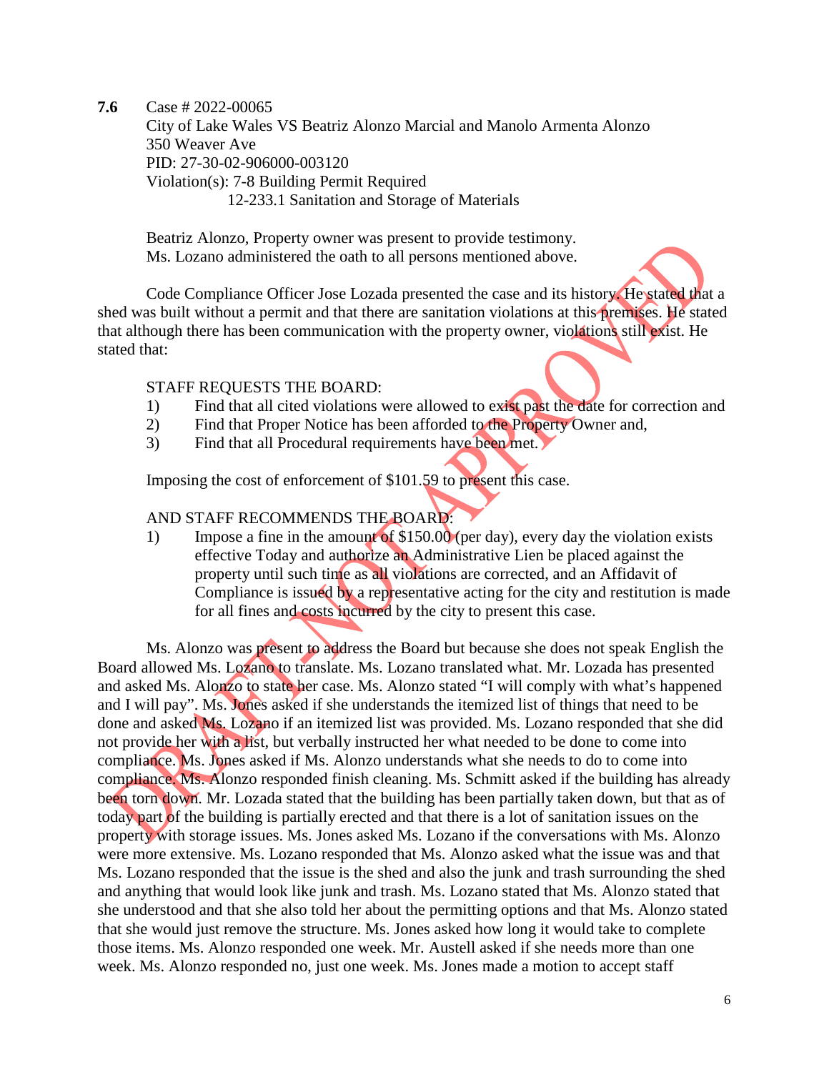**7.6** Case # 2022-00065
City of Lake Wales VS Beatriz Alonzo Marcial and Manolo Armenta Alonzo
350 Weaver Ave
PID: 27-30-02-906000-003120
Violation(s): 7-8 Building Permit Required
12-233.1 Sanitation and Storage of Materials

Beatriz Alonzo, Property owner was present to provide testimony.
Ms. Lozano administered the oath to all persons mentioned above.

Code Compliance Officer Jose Lozada presented the case and its history. He stated that a shed was built without a permit and that there are sanitation violations at this premises. He stated that although there has been communication with the property owner, violations still exist. He stated that:

STAFF REQUESTS THE BOARD:

1) Find that all cited violations were allowed to exist past the date for correction and
2) Find that Proper Notice has been afforded to the Property Owner and,
3) Find that all Procedural requirements have been met.

Imposing the cost of enforcement of $101.59 to present this case.

AND STAFF RECOMMENDS THE BOARD:

1) Impose a fine in the amount of $150.00 (per day), every day the violation exists effective Today and authorize an Administrative Lien be placed against the property until such time as all violations are corrected, and an Affidavit of Compliance is issued by a representative acting for the city and restitution is made for all fines and costs incurred by the city to present this case.

Ms. Alonzo was present to address the Board but because she does not speak English the Board allowed Ms. Lozano to translate. Ms. Lozano translated what. Mr. Lozada has presented and asked Ms. Alonzo to state her case. Ms. Alonzo stated "I will comply with what's happened and I will pay". Ms. Jones asked if she understands the itemized list of things that need to be done and asked Ms. Lozano if an itemized list was provided. Ms. Lozano responded that she did not provide her with a list, but verbally instructed her what needed to be done to come into compliance. Ms. Jones asked if Ms. Alonzo understands what she needs to do to come into compliance. Ms. Alonzo responded finish cleaning. Ms. Schmitt asked if the building has already been torn down. Mr. Lozada stated that the building has been partially taken down, but that as of today part of the building is partially erected and that there is a lot of sanitation issues on the property with storage issues. Ms. Jones asked Ms. Lozano if the conversations with Ms. Alonzo were more extensive. Ms. Lozano responded that Ms. Alonzo asked what the issue was and that Ms. Lozano responded that the issue is the shed and also the junk and trash surrounding the shed and anything that would look like junk and trash. Ms. Lozano stated that Ms. Alonzo stated that she understood and that she also told her about the permitting options and that Ms. Alonzo stated that she would just remove the structure. Ms. Jones asked how long it would take to complete those items. Ms. Alonzo responded one week. Mr. Austell asked if she needs more than one week. Ms. Alonzo responded no, just one week. Ms. Jones made a motion to accept staff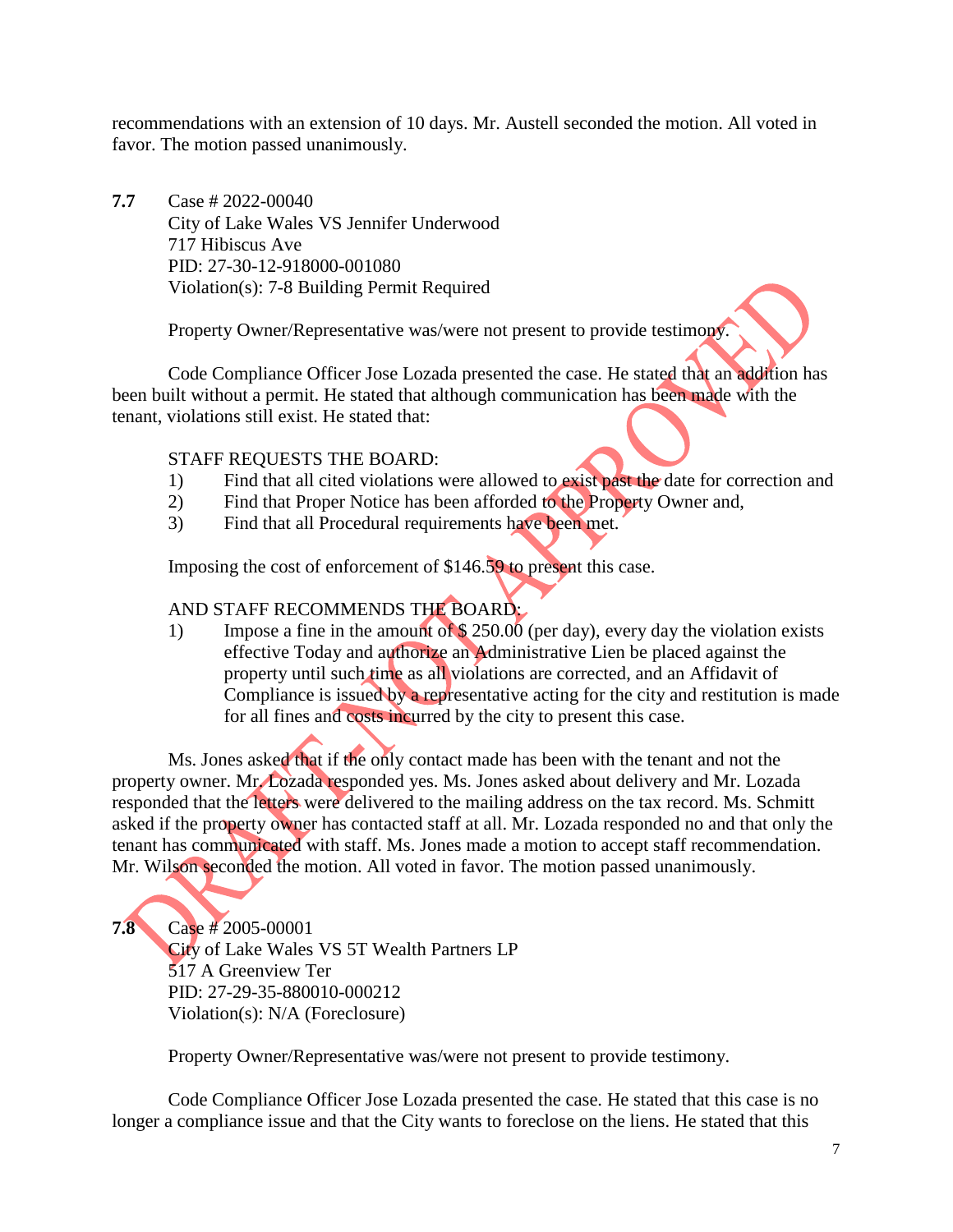recommendations with an extension of 10 days. Mr. Austell seconded the motion. All voted in favor. The motion passed unanimously.

**7.7** Case # 2022-00040
City of Lake Wales VS Jennifer Underwood
717 Hibiscus Ave
PID: 27-30-12-918000-001080
Violation(s): 7-8 Building Permit Required

Property Owner/Representative was/were not present to provide testimony.

Code Compliance Officer Jose Lozada presented the case. He stated that an addition has been built without a permit. He stated that although communication has been made with the tenant, violations still exist. He stated that:

STAFF REQUESTS THE BOARD:

1) Find that all cited violations were allowed to exist past the date for correction and
2) Find that Proper Notice has been afforded to the Property Owner and,
3) Find that all Procedural requirements have been met.

Imposing the cost of enforcement of $146.59 to present this case.

AND STAFF RECOMMENDS THE BOARD:

1) Impose a fine in the amount of $ 250.00 (per day), every day the violation exists effective Today and authorize an Administrative Lien be placed against the property until such time as all violations are corrected, and an Affidavit of Compliance is issued by a representative acting for the city and restitution is made for all fines and costs incurred by the city to present this case.

Ms. Jones asked that if the only contact made has been with the tenant and not the property owner. Mr. Lozada responded yes. Ms. Jones asked about delivery and Mr. Lozada responded that the letters were delivered to the mailing address on the tax record. Ms. Schmitt asked if the property owner has contacted staff at all. Mr. Lozada responded no and that only the tenant has communicated with staff. Ms. Jones made a motion to accept staff recommendation. Mr. Wilson seconded the motion. All voted in favor. The motion passed unanimously.

**7.8** Case # 2005-00001
City of Lake Wales VS 5T Wealth Partners LP
517 A Greenview Ter
PID: 27-29-35-880010-000212
Violation(s): N/A (Foreclosure)

Property Owner/Representative was/were not present to provide testimony.

Code Compliance Officer Jose Lozada presented the case. He stated that this case is no longer a compliance issue and that the City wants to foreclose on the liens. He stated that this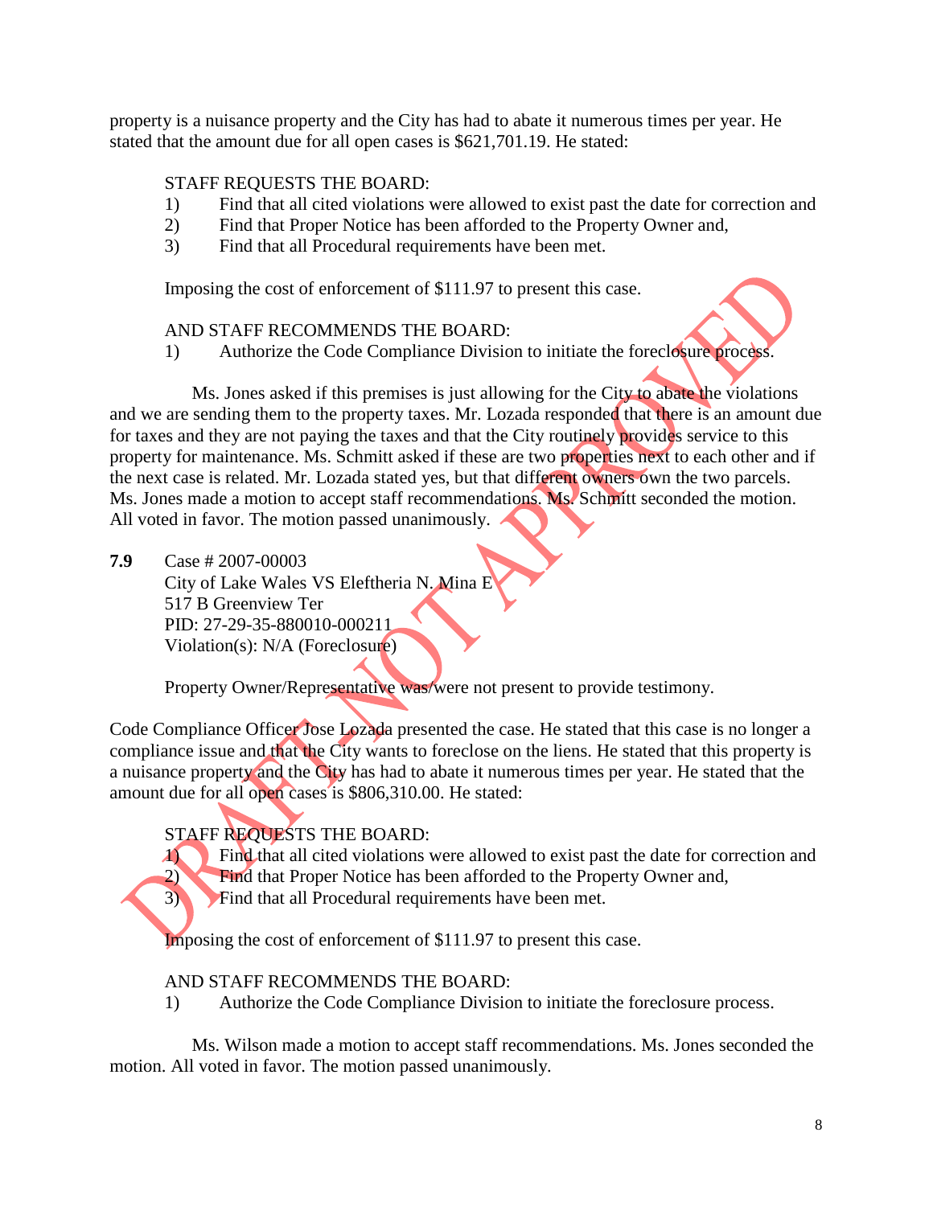property is a nuisance property and the City has had to abate it numerous times per year. He stated that the amount due for all open cases is $621,701.19. He stated:

STAFF REQUESTS THE BOARD:
1) Find that all cited violations were allowed to exist past the date for correction and
2) Find that Proper Notice has been afforded to the Property Owner and,
3) Find that all Procedural requirements have been met.

Imposing the cost of enforcement of $111.97 to present this case.

AND STAFF RECOMMENDS THE BOARD:
1) Authorize the Code Compliance Division to initiate the foreclosure process.

Ms. Jones asked if this premises is just allowing for the City to abate the violations and we are sending them to the property taxes. Mr. Lozada responded that there is an amount due for taxes and they are not paying the taxes and that the City routinely provides service to this property for maintenance. Ms. Schmitt asked if these are two properties next to each other and if the next case is related. Mr. Lozada stated yes, but that different owners own the two parcels. Ms. Jones made a motion to accept staff recommendations. Ms. Schmitt seconded the motion. All voted in favor. The motion passed unanimously.

**7.9** Case # 2007-00003
City of Lake Wales VS Eleftheria N. Mina E
517 B Greenview Ter
PID: 27-29-35-880010-000211
Violation(s): N/A (Foreclosure)

Property Owner/Representative was/were not present to provide testimony.

Code Compliance Officer Jose Lozada presented the case. He stated that this case is no longer a compliance issue and that the City wants to foreclose on the liens. He stated that this property is a nuisance property and the City has had to abate it numerous times per year. He stated that the amount due for all open cases is $806,310.00. He stated:

STAFF REQUESTS THE BOARD:
1) Find that all cited violations were allowed to exist past the date for correction and
2) Find that Proper Notice has been afforded to the Property Owner and,
3) Find that all Procedural requirements have been met.

Imposing the cost of enforcement of $111.97 to present this case.

AND STAFF RECOMMENDS THE BOARD:
1) Authorize the Code Compliance Division to initiate the foreclosure process.

Ms. Wilson made a motion to accept staff recommendations. Ms. Jones seconded the motion. All voted in favor. The motion passed unanimously.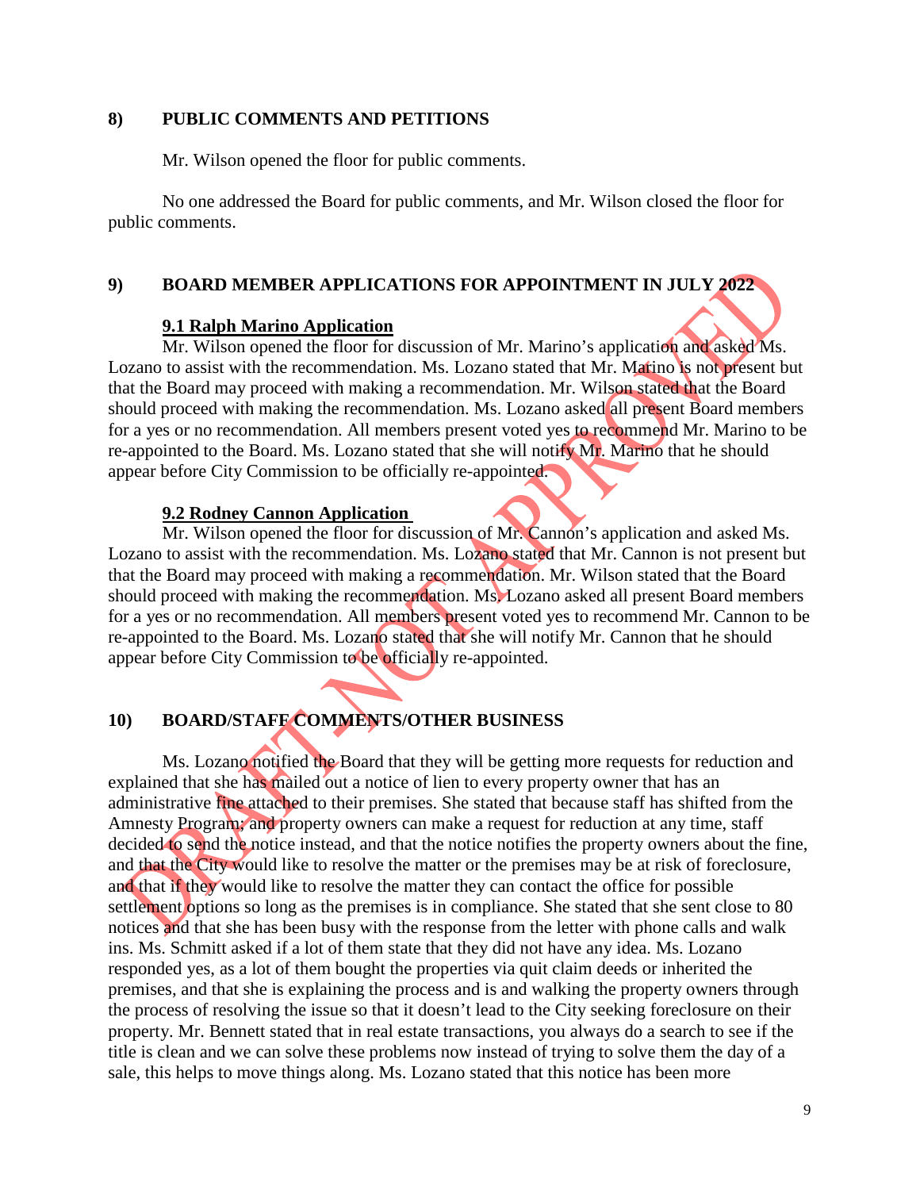## 8) PUBLIC COMMENTS AND PETITIONS

Mr. Wilson opened the floor for public comments.

No one addressed the Board for public comments, and Mr. Wilson closed the floor for public comments.

## 9) BOARD MEMBER APPLICATIONS FOR APPOINTMENT IN JULY 2022

### 9.1 Ralph Marino Application

Mr. Wilson opened the floor for discussion of Mr. Marino's application and asked Ms. Lozano to assist with the recommendation. Ms. Lozano stated that Mr. Marino is not present but that the Board may proceed with making a recommendation. Mr. Wilson stated that the Board should proceed with making the recommendation. Ms. Lozano asked all present Board members for a yes or no recommendation. All members present voted yes to recommend Mr. Marino to be re-appointed to the Board. Ms. Lozano stated that she will notify Mr. Marino that he should appear before City Commission to be officially re-appointed.

### 9.2 Rodney Cannon Application

Mr. Wilson opened the floor for discussion of Mr. Cannon's application and asked Ms. Lozano to assist with the recommendation. Ms. Lozano stated that Mr. Cannon is not present but that the Board may proceed with making a recommendation. Mr. Wilson stated that the Board should proceed with making the recommendation. Ms. Lozano asked all present Board members for a yes or no recommendation. All members present voted yes to recommend Mr. Cannon to be re-appointed to the Board. Ms. Lozano stated that she will notify Mr. Cannon that he should appear before City Commission to be officially re-appointed.

## 10) BOARD/STAFF COMMENTS/OTHER BUSINESS

Ms. Lozano notified the Board that they will be getting more requests for reduction and explained that she has mailed out a notice of lien to every property owner that has an administrative fine attached to their premises. She stated that because staff has shifted from the Amnesty Program, and property owners can make a request for reduction at any time, staff decided to send the notice instead, and that the notice notifies the property owners about the fine, and that the City would like to resolve the matter or the premises may be at risk of foreclosure, and that if they would like to resolve the matter they can contact the office for possible settlement options so long as the premises is in compliance. She stated that she sent close to 80 notices and that she has been busy with the response from the letter with phone calls and walk ins. Ms. Schmitt asked if a lot of them state that they did not have any idea. Ms. Lozano responded yes, as a lot of them bought the properties via quit claim deeds or inherited the premises, and that she is explaining the process and is and walking the property owners through the process of resolving the issue so that it doesn't lead to the City seeking foreclosure on their property. Mr. Bennett stated that in real estate transactions, you always do a search to see if the title is clean and we can solve these problems now instead of trying to solve them the day of a sale, this helps to move things along. Ms. Lozano stated that this notice has been more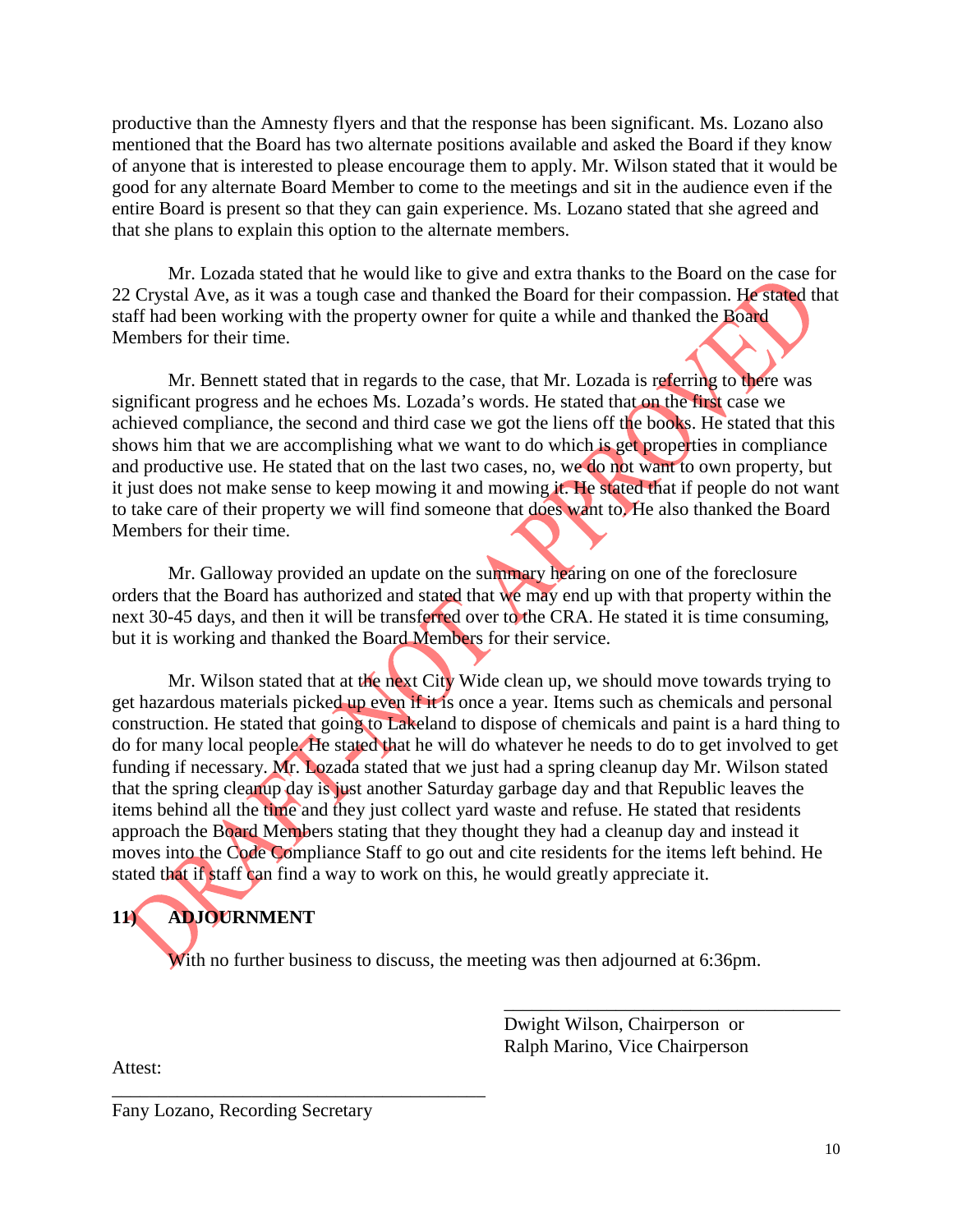productive than the Amnesty flyers and that the response has been significant. Ms. Lozano also mentioned that the Board has two alternate positions available and asked the Board if they know of anyone that is interested to please encourage them to apply. Mr. Wilson stated that it would be good for any alternate Board Member to come to the meetings and sit in the audience even if the entire Board is present so that they can gain experience. Ms. Lozano stated that she agreed and that she plans to explain this option to the alternate members.

Mr. Lozada stated that he would like to give and extra thanks to the Board on the case for 22 Crystal Ave, as it was a tough case and thanked the Board for their compassion. He stated that staff had been working with the property owner for quite a while and thanked the Board Members for their time.

Mr. Bennett stated that in regards to the case, that Mr. Lozada is referring to there was significant progress and he echoes Ms. Lozada's words. He stated that on the first case we achieved compliance, the second and third case we got the liens off the books. He stated that this shows him that we are accomplishing what we want to do which is get properties in compliance and productive use. He stated that on the last two cases, no, we do not want to own property, but it just does not make sense to keep mowing it and mowing it. He stated that if people do not want to take care of their property we will find someone that does want to. He also thanked the Board Members for their time.

Mr. Galloway provided an update on the summary hearing on one of the foreclosure orders that the Board has authorized and stated that we may end up with that property within the next 30-45 days, and then it will be transferred over to the CRA. He stated it is time consuming, but it is working and thanked the Board Members for their service.

Mr. Wilson stated that at the next City Wide clean up, we should move towards trying to get hazardous materials picked up even if it is once a year. Items such as chemicals and personal construction. He stated that going to Lakeland to dispose of chemicals and paint is a hard thing to do for many local people. He stated that he will do whatever he needs to do to get involved to get funding if necessary. Mr. Lozada stated that we just had a spring cleanup day Mr. Wilson stated that the spring cleanup day is just another Saturday garbage day and that Republic leaves the items behind all the time and they just collect yard waste and refuse. He stated that residents approach the Board Members stating that they thought they had a cleanup day and instead it moves into the Code Compliance Staff to go out and cite residents for the items left behind. He stated that if staff can find a way to work on this, he would greatly appreciate it.

## 11) ADJOURNMENT

With no further business to discuss, the meeting was then adjourned at 6:36pm.

\_\_\_\_\_\_\_\_\_\_\_\_\_\_\_\_\_\_\_\_\_\_\_\_\_\_\_\_\_\_\_\_\_\_\_\_
Dwight Wilson, Chairperson or
Ralph Marino, Vice Chairperson

Attest:

\_\_\_\_\_\_\_\_\_\_\_\_\_\_\_\_\_\_\_\_\_\_\_\_\_\_\_\_\_\_\_\_\_\_\_\_
Fany Lozano, Recording Secretary